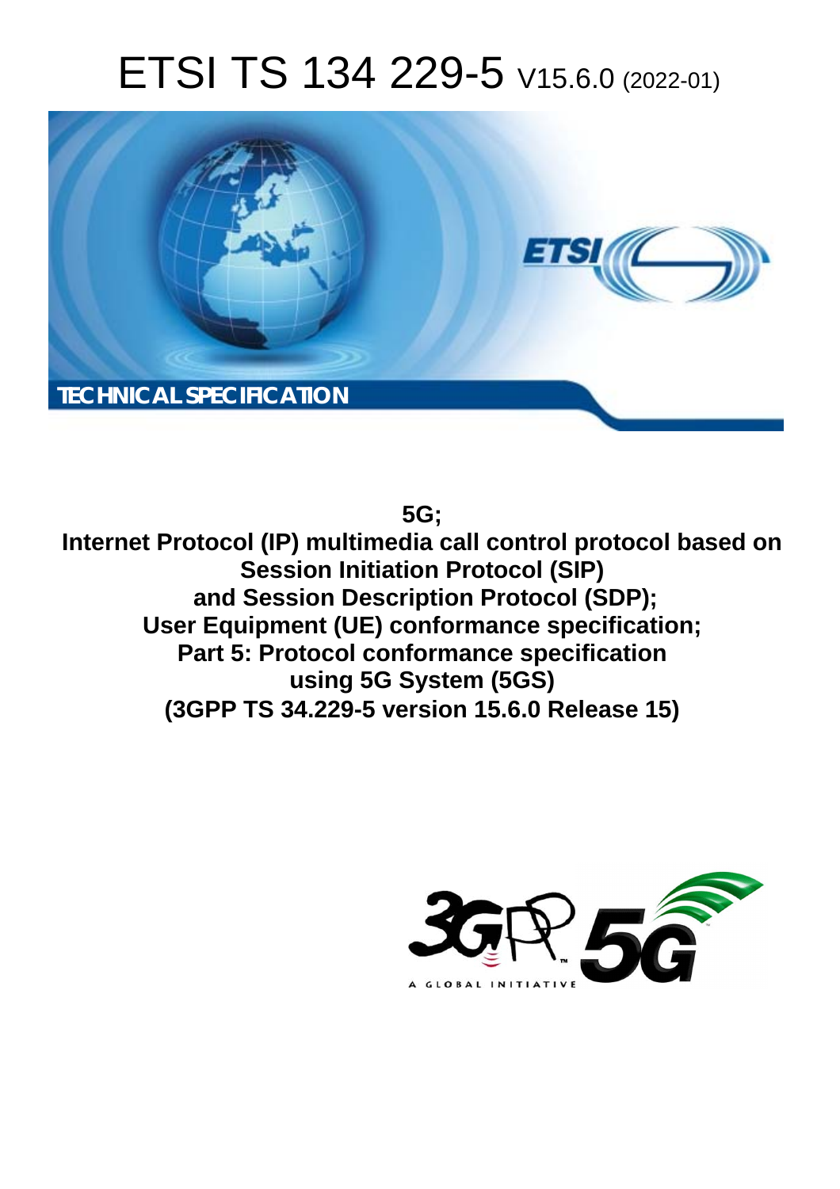# ETSI TS 134 229-5 V15.6.0 (2022-01)

TECHNICAL SPECIFICATION

**5G;**
**Internet Protocol (IP) multimedia call control protocol based on Session Initiation Protocol (SIP) and Session Description Protocol (SDP);**
**User Equipment (UE) conformance specification;**
**Part 5: Protocol conformance specification using 5G System (5GS)**
**(3GPP TS 34.229-5 version 15.6.0 Release 15)**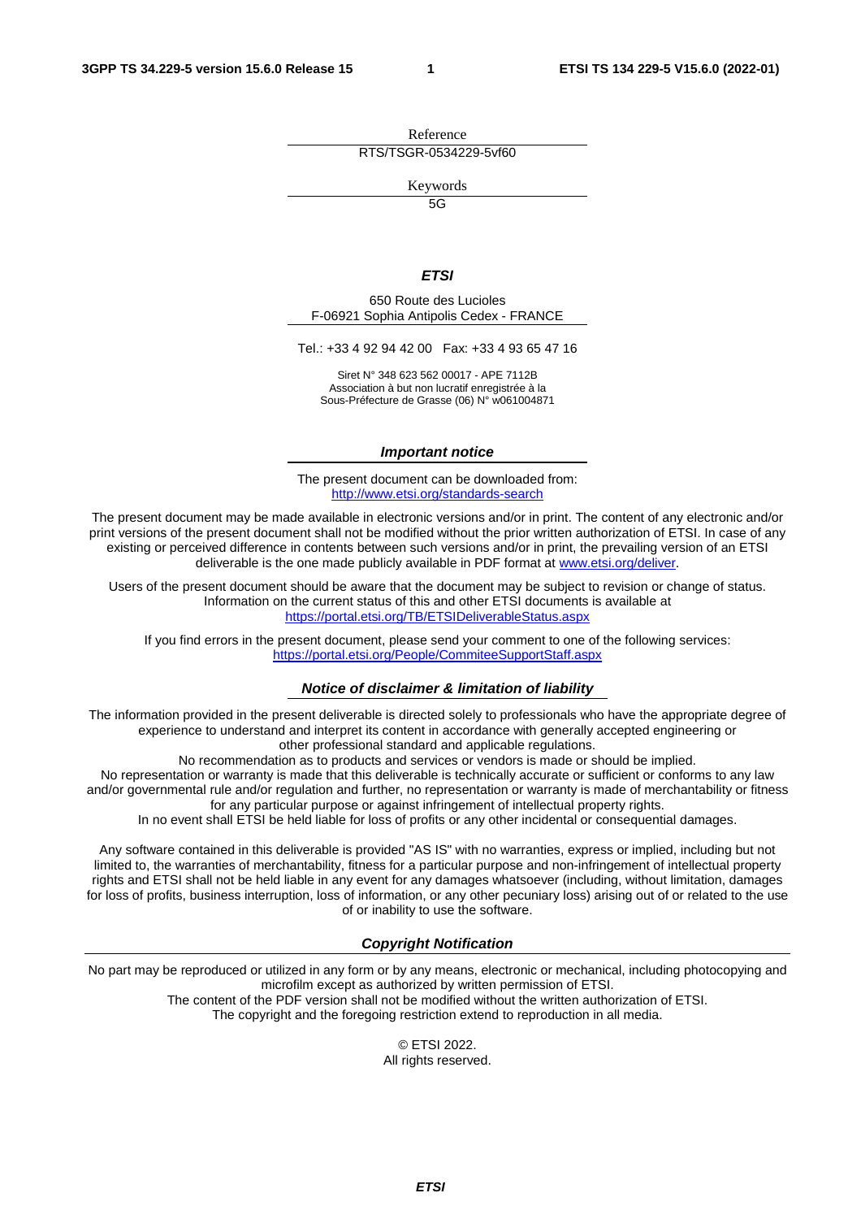Reference

RTS/TSGR-0534229-5vf60

Keywords

5G

***ETSI***

650 Route des Lucioles
F-06921 Sophia Antipolis Cedex - FRANCE

Tel.: +33 4 92 94 42 00   Fax: +33 4 93 65 47 16

Siret N° 348 623 562 00017 - APE 7112B
Association à but non lucratif enregistrée à la
Sous-Préfecture de Grasse (06) N° w061004871

***Important notice***

The present document can be downloaded from:
http://www.etsi.org/standards-search

The present document may be made available in electronic versions and/or in print. The content of any electronic and/or print versions of the present document shall not be modified without the prior written authorization of ETSI. In case of any existing or perceived difference in contents between such versions and/or in print, the prevailing version of an ETSI deliverable is the one made publicly available in PDF format at www.etsi.org/deliver.

Users of the present document should be aware that the document may be subject to revision or change of status. Information on the current status of this and other ETSI documents is available at
https://portal.etsi.org/TB/ETSIDeliverableStatus.aspx

If you find errors in the present document, please send your comment to one of the following services:
https://portal.etsi.org/People/CommiteeSupportStaff.aspx

***Notice of disclaimer & limitation of liability***

The information provided in the present deliverable is directed solely to professionals who have the appropriate degree of experience to understand and interpret its content in accordance with generally accepted engineering or other professional standard and applicable regulations.
No recommendation as to products and services or vendors is made or should be implied.
No representation or warranty is made that this deliverable is technically accurate or sufficient or conforms to any law and/or governmental rule and/or regulation and further, no representation or warranty is made of merchantability or fitness for any particular purpose or against infringement of intellectual property rights.
In no event shall ETSI be held liable for loss of profits or any other incidental or consequential damages.

Any software contained in this deliverable is provided "AS IS" with no warranties, express or implied, including but not limited to, the warranties of merchantability, fitness for a particular purpose and non-infringement of intellectual property rights and ETSI shall not be held liable in any event for any damages whatsoever (including, without limitation, damages for loss of profits, business interruption, loss of information, or any other pecuniary loss) arising out of or related to the use of or inability to use the software.

***Copyright Notification***

No part may be reproduced or utilized in any form or by any means, electronic or mechanical, including photocopying and microfilm except as authorized by written permission of ETSI.
The content of the PDF version shall not be modified without the written authorization of ETSI.
The copyright and the foregoing restriction extend to reproduction in all media.

© ETSI 2022.
All rights reserved.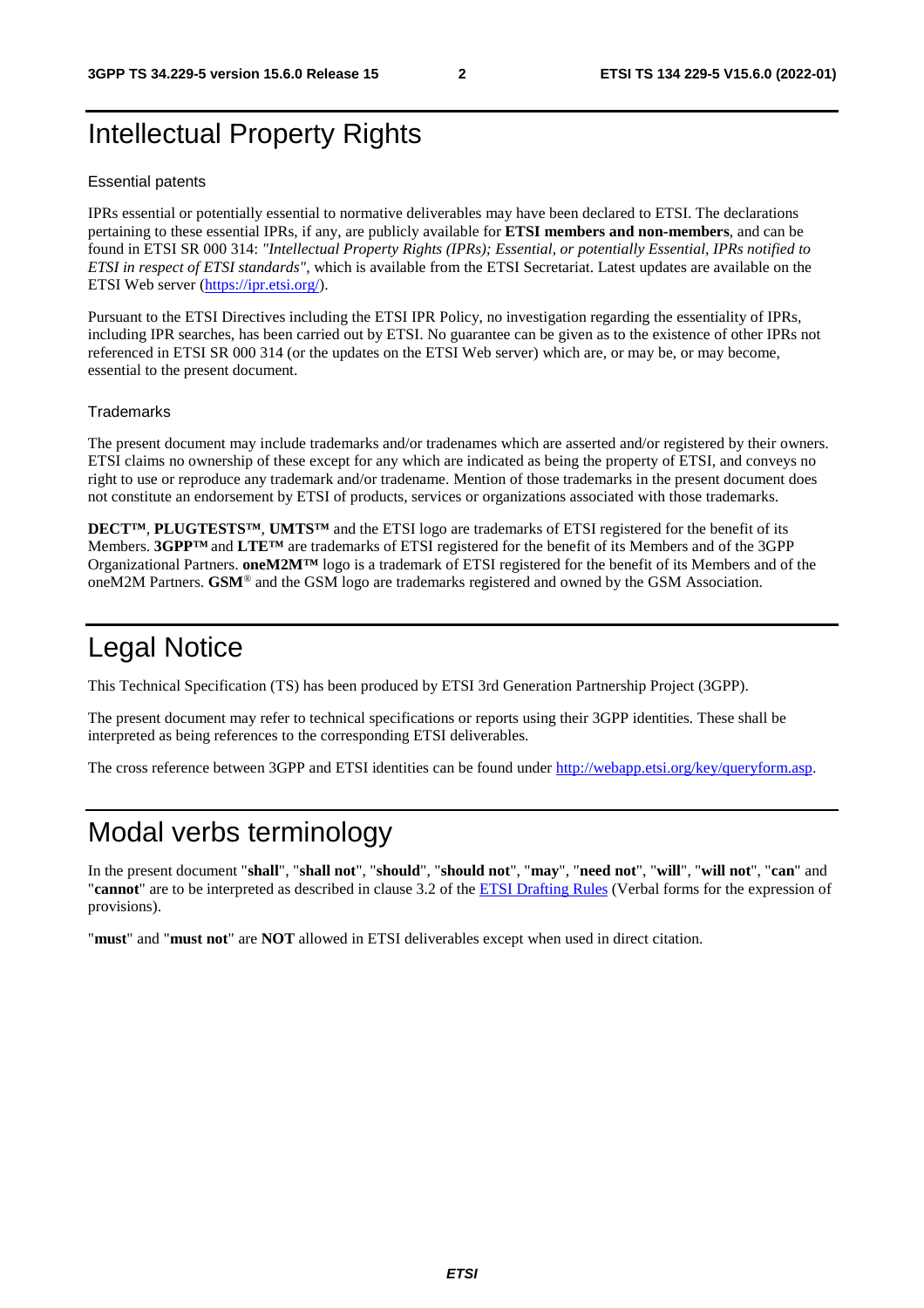# Intellectual Property Rights

### Essential patents

IPRs essential or potentially essential to normative deliverables may have been declared to ETSI. The declarations pertaining to these essential IPRs, if any, are publicly available for **ETSI members and non-members**, and can be found in ETSI SR 000 314: *"Intellectual Property Rights (IPRs); Essential, or potentially Essential, IPRs notified to ETSI in respect of ETSI standards"*, which is available from the ETSI Secretariat. Latest updates are available on the ETSI Web server (https://ipr.etsi.org/).

Pursuant to the ETSI Directives including the ETSI IPR Policy, no investigation regarding the essentiality of IPRs, including IPR searches, has been carried out by ETSI. No guarantee can be given as to the existence of other IPRs not referenced in ETSI SR 000 314 (or the updates on the ETSI Web server) which are, or may be, or may become, essential to the present document.

### Trademarks

The present document may include trademarks and/or tradenames which are asserted and/or registered by their owners. ETSI claims no ownership of these except for any which are indicated as being the property of ETSI, and conveys no right to use or reproduce any trademark and/or tradename. Mention of those trademarks in the present document does not constitute an endorsement by ETSI of products, services or organizations associated with those trademarks.

**DECT™**, **PLUGTESTS™**, **UMTS™** and the ETSI logo are trademarks of ETSI registered for the benefit of its Members. **3GPP™** and **LTE™** are trademarks of ETSI registered for the benefit of its Members and of the 3GPP Organizational Partners. **oneM2M™** logo is a trademark of ETSI registered for the benefit of its Members and of the oneM2M Partners. **GSM**® and the GSM logo are trademarks registered and owned by the GSM Association.

# Legal Notice

This Technical Specification (TS) has been produced by ETSI 3rd Generation Partnership Project (3GPP).

The present document may refer to technical specifications or reports using their 3GPP identities. These shall be interpreted as being references to the corresponding ETSI deliverables.

The cross reference between 3GPP and ETSI identities can be found under http://webapp.etsi.org/key/queryform.asp.

# Modal verbs terminology

In the present document "**shall**", "**shall not**", "**should**", "**should not**", "**may**", "**need not**", "**will**", "**will not**", "**can**" and "**cannot**" are to be interpreted as described in clause 3.2 of the ETSI Drafting Rules (Verbal forms for the expression of provisions).

"**must**" and "**must not**" are **NOT** allowed in ETSI deliverables except when used in direct citation.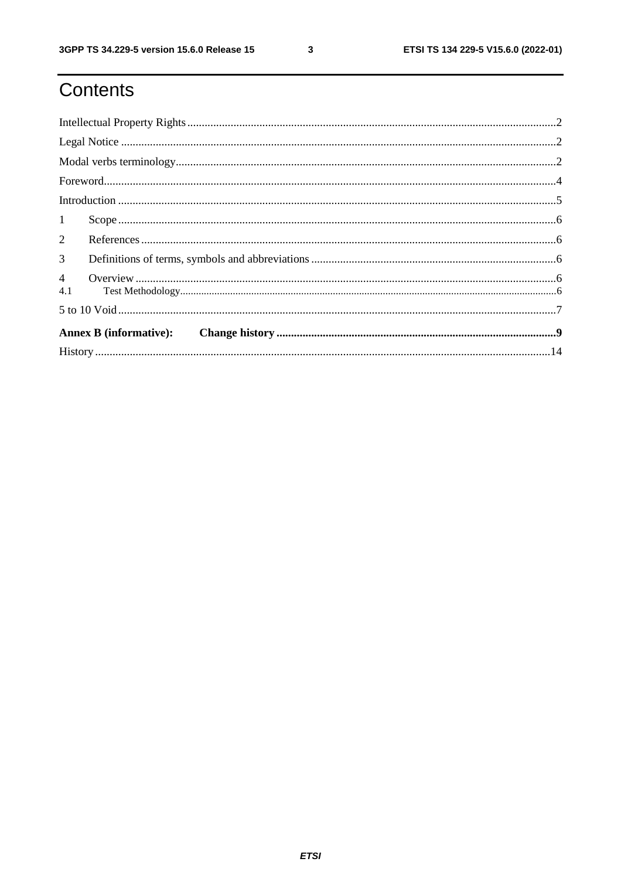# Contents

Intellectual Property Rights .............................................................................................................................2

Legal Notice .....................................................................................................................................................2

Modal verbs terminology..................................................................................................................................2

Foreword...........................................................................................................................................................4

Introduction ......................................................................................................................................................5

1 Scope ............................................................................................................................................................6

2 References ....................................................................................................................................................6

3 Definitions of terms, symbols and abbreviations ........................................................................................6

4 Overview ......................................................................................................................................................6

4.1 Test Methodology.......................................................................................................................................6

5 to 10 Void .......................................................................................................................................................7

**Annex B (informative): Change history ..........................................................................................9**

History ............................................................................................................................................................14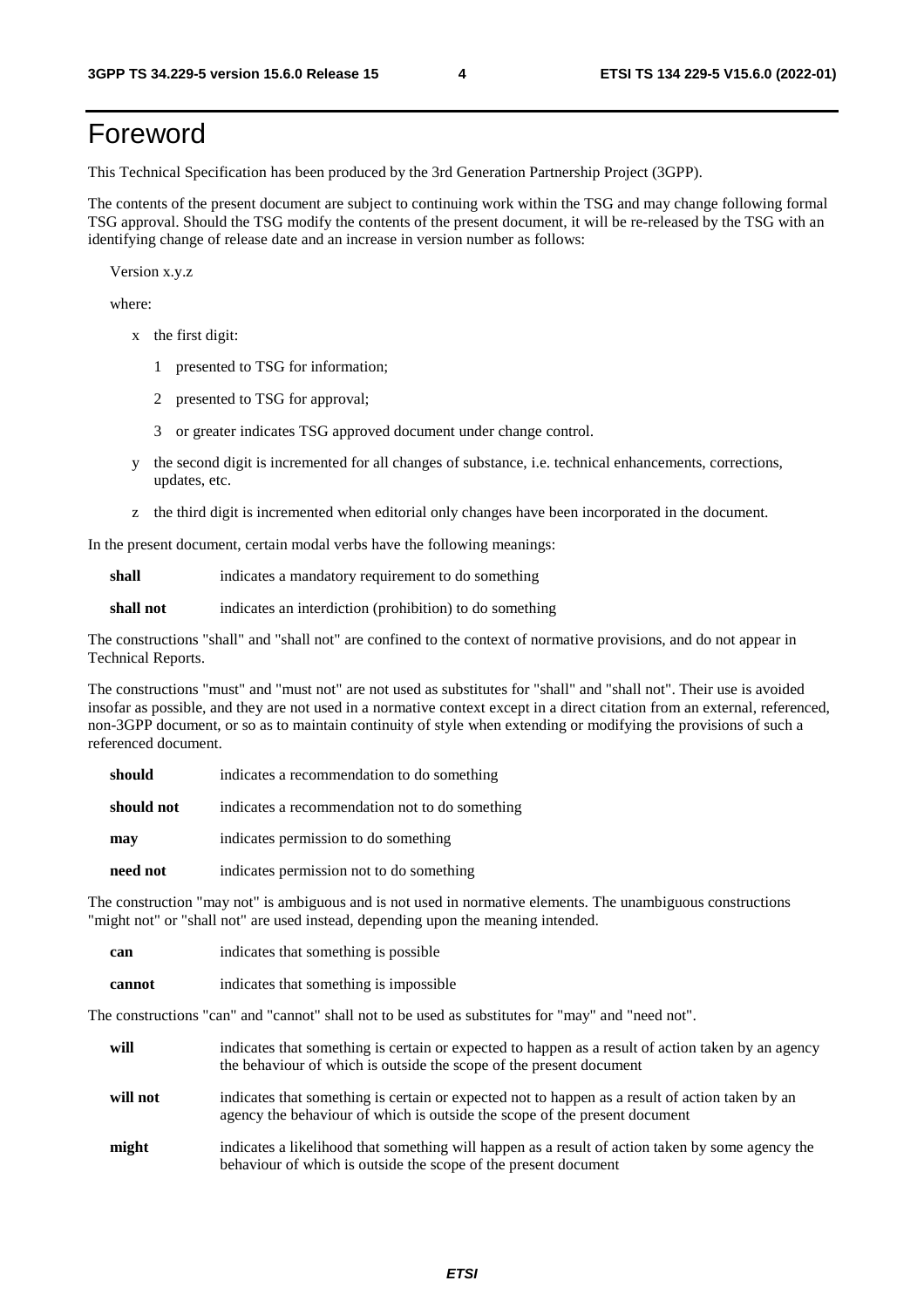# Foreword

This Technical Specification has been produced by the 3rd Generation Partnership Project (3GPP).

The contents of the present document are subject to continuing work within the TSG and may change following formal TSG approval. Should the TSG modify the contents of the present document, it will be re-released by the TSG with an identifying change of release date and an increase in version number as follows:

Version x.y.z

where:

- x the first digit:
  - 1 presented to TSG for information;
  - 2 presented to TSG for approval;
  - 3 or greater indicates TSG approved document under change control.
- y the second digit is incremented for all changes of substance, i.e. technical enhancements, corrections, updates, etc.
- z the third digit is incremented when editorial only changes have been incorporated in the document.

In the present document, certain modal verbs have the following meanings:

**shall** indicates a mandatory requirement to do something

**shall not** indicates an interdiction (prohibition) to do something

The constructions "shall" and "shall not" are confined to the context of normative provisions, and do not appear in Technical Reports.

The constructions "must" and "must not" are not used as substitutes for "shall" and "shall not". Their use is avoided insofar as possible, and they are not used in a normative context except in a direct citation from an external, referenced, non-3GPP document, or so as to maintain continuity of style when extending or modifying the provisions of such a referenced document.

**should** indicates a recommendation to do something

**should not** indicates a recommendation not to do something

**may** indicates permission to do something

**need not** indicates permission not to do something

The construction "may not" is ambiguous and is not used in normative elements. The unambiguous constructions "might not" or "shall not" are used instead, depending upon the meaning intended.

**can** indicates that something is possible

**cannot** indicates that something is impossible

The constructions "can" and "cannot" shall not to be used as substitutes for "may" and "need not".

**will** indicates that something is certain or expected to happen as a result of action taken by an agency the behaviour of which is outside the scope of the present document

**will not** indicates that something is certain or expected not to happen as a result of action taken by an agency the behaviour of which is outside the scope of the present document

**might** indicates a likelihood that something will happen as a result of action taken by some agency the behaviour of which is outside the scope of the present document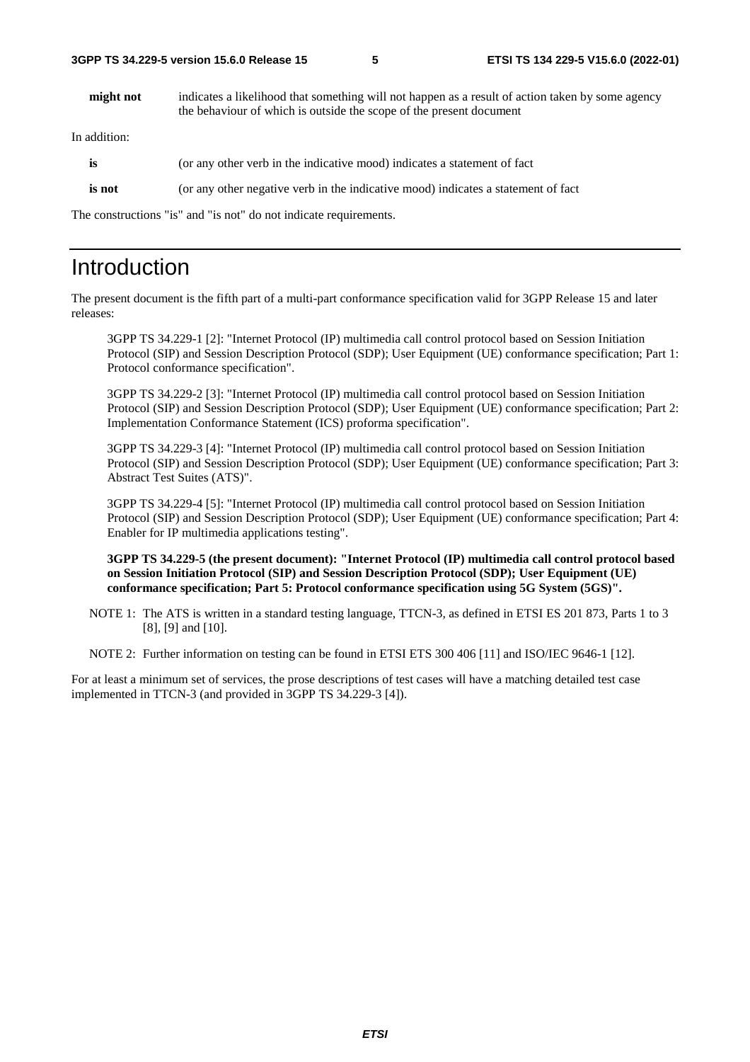**might not** indicates a likelihood that something will not happen as a result of action taken by some agency the behaviour of which is outside the scope of the present document

In addition:

**is** (or any other verb in the indicative mood) indicates a statement of fact

**is not** (or any other negative verb in the indicative mood) indicates a statement of fact

The constructions "is" and "is not" do not indicate requirements.

# Introduction

The present document is the fifth part of a multi-part conformance specification valid for 3GPP Release 15 and later releases:

3GPP TS 34.229-1 [2]: "Internet Protocol (IP) multimedia call control protocol based on Session Initiation Protocol (SIP) and Session Description Protocol (SDP); User Equipment (UE) conformance specification; Part 1: Protocol conformance specification".

3GPP TS 34.229-2 [3]: "Internet Protocol (IP) multimedia call control protocol based on Session Initiation Protocol (SIP) and Session Description Protocol (SDP); User Equipment (UE) conformance specification; Part 2: Implementation Conformance Statement (ICS) proforma specification".

3GPP TS 34.229-3 [4]: "Internet Protocol (IP) multimedia call control protocol based on Session Initiation Protocol (SIP) and Session Description Protocol (SDP); User Equipment (UE) conformance specification; Part 3: Abstract Test Suites (ATS)".

3GPP TS 34.229-4 [5]: "Internet Protocol (IP) multimedia call control protocol based on Session Initiation Protocol (SIP) and Session Description Protocol (SDP); User Equipment (UE) conformance specification; Part 4: Enabler for IP multimedia applications testing".

**3GPP TS 34.229-5 (the present document): "Internet Protocol (IP) multimedia call control protocol based on Session Initiation Protocol (SIP) and Session Description Protocol (SDP); User Equipment (UE) conformance specification; Part 5: Protocol conformance specification using 5G System (5GS)".**

NOTE 1: The ATS is written in a standard testing language, TTCN-3, as defined in ETSI ES 201 873, Parts 1 to 3 [8], [9] and [10].

NOTE 2: Further information on testing can be found in ETSI ETS 300 406 [11] and ISO/IEC 9646-1 [12].

For at least a minimum set of services, the prose descriptions of test cases will have a matching detailed test case implemented in TTCN-3 (and provided in 3GPP TS 34.229-3 [4]).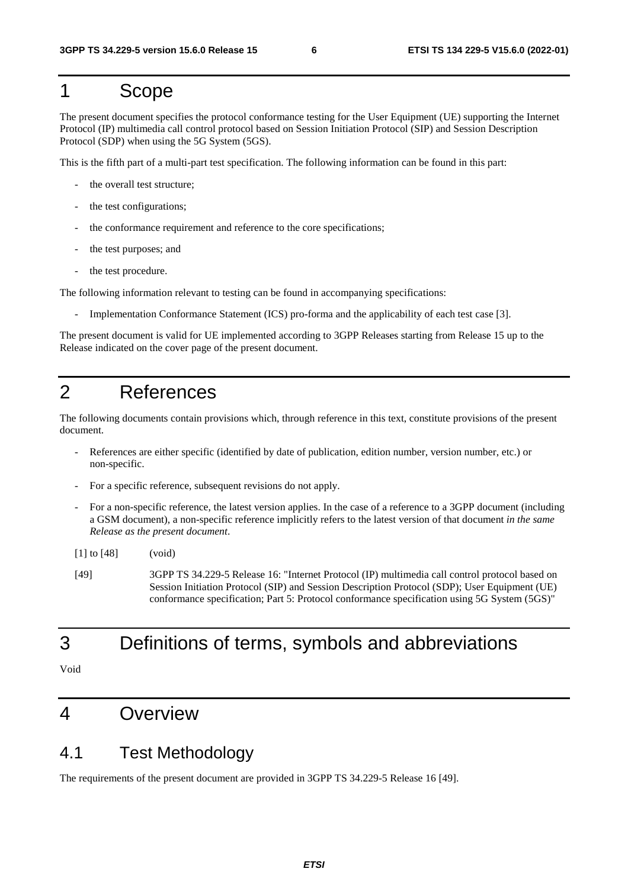# 1 Scope

The present document specifies the protocol conformance testing for the User Equipment (UE) supporting the Internet Protocol (IP) multimedia call control protocol based on Session Initiation Protocol (SIP) and Session Description Protocol (SDP) when using the 5G System (5GS).

This is the fifth part of a multi-part test specification. The following information can be found in this part:

- the overall test structure;
- the test configurations;
- the conformance requirement and reference to the core specifications;
- the test purposes; and
- the test procedure.

The following information relevant to testing can be found in accompanying specifications:

- Implementation Conformance Statement (ICS) pro-forma and the applicability of each test case [3].

The present document is valid for UE implemented according to 3GPP Releases starting from Release 15 up to the Release indicated on the cover page of the present document.

# 2 References

The following documents contain provisions which, through reference in this text, constitute provisions of the present document.

- References are either specific (identified by date of publication, edition number, version number, etc.) or non-specific.
- For a specific reference, subsequent revisions do not apply.
- For a non-specific reference, the latest version applies. In the case of a reference to a 3GPP document (including a GSM document), a non-specific reference implicitly refers to the latest version of that document *in the same Release as the present document*.

[1] to [48] (void)

[49] 3GPP TS 34.229-5 Release 16: "Internet Protocol (IP) multimedia call control protocol based on Session Initiation Protocol (SIP) and Session Description Protocol (SDP); User Equipment (UE) conformance specification; Part 5: Protocol conformance specification using 5G System (5GS)"

# 3 Definitions of terms, symbols and abbreviations

Void

# 4 Overview

## 4.1 Test Methodology

The requirements of the present document are provided in 3GPP TS 34.229-5 Release 16 [49].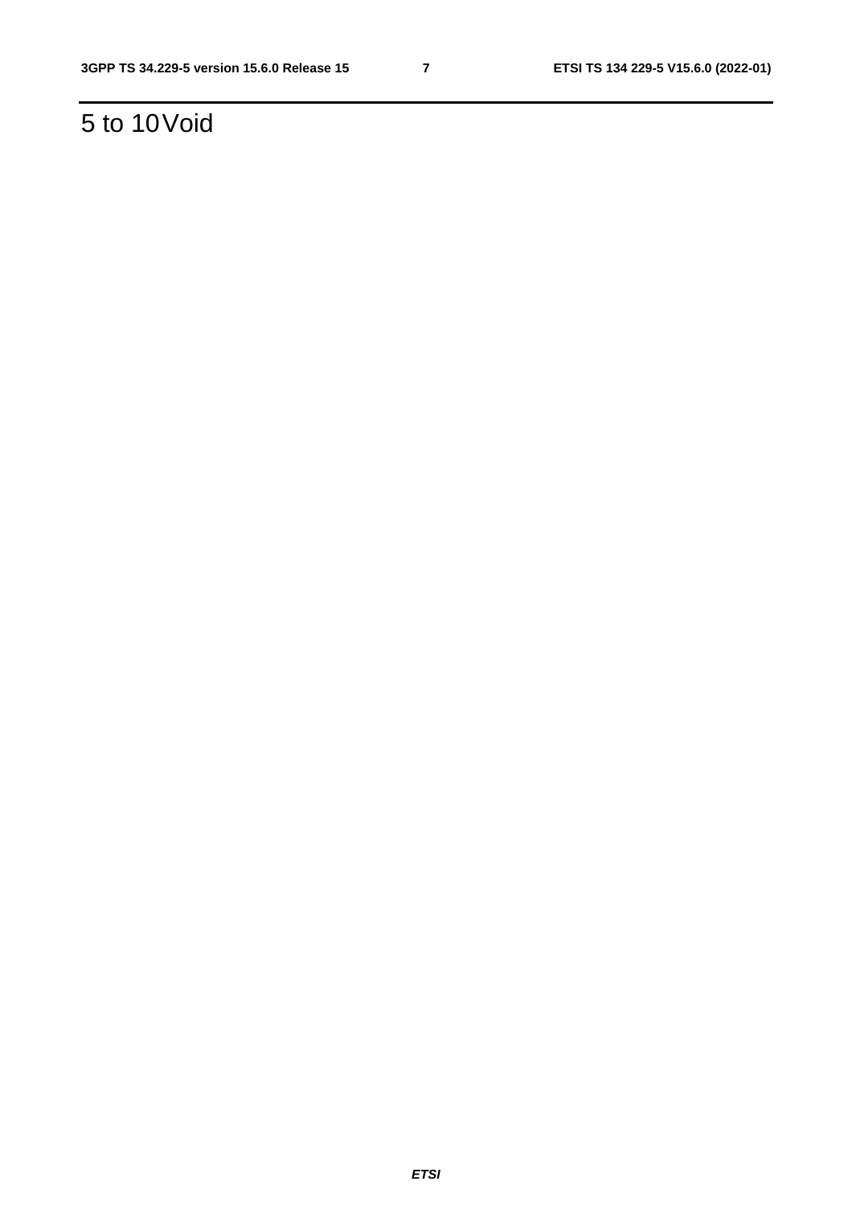# 5 to 10 Void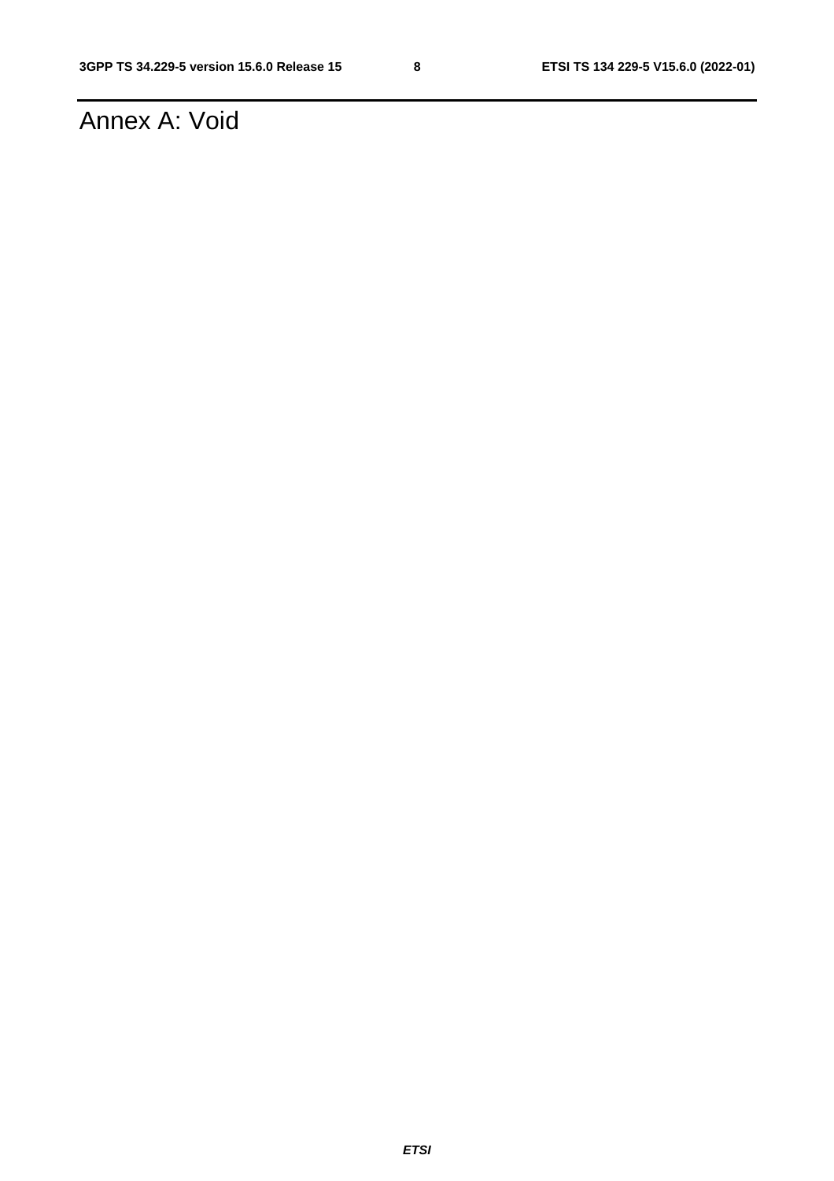# Annex A: Void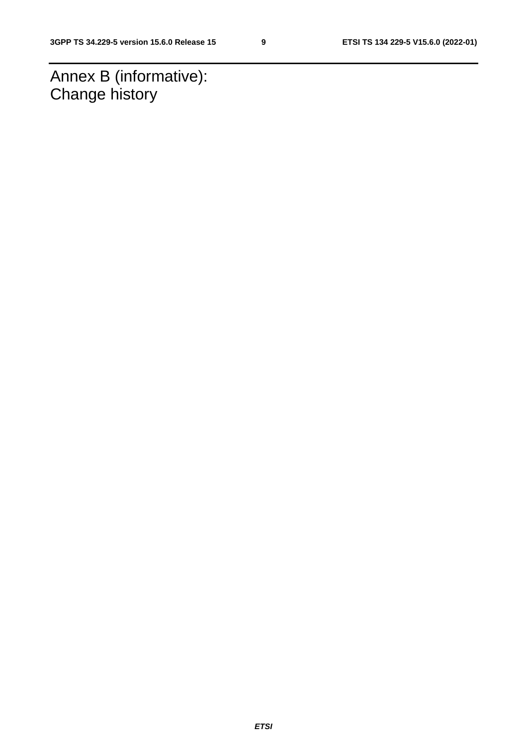# Annex B (informative): Change history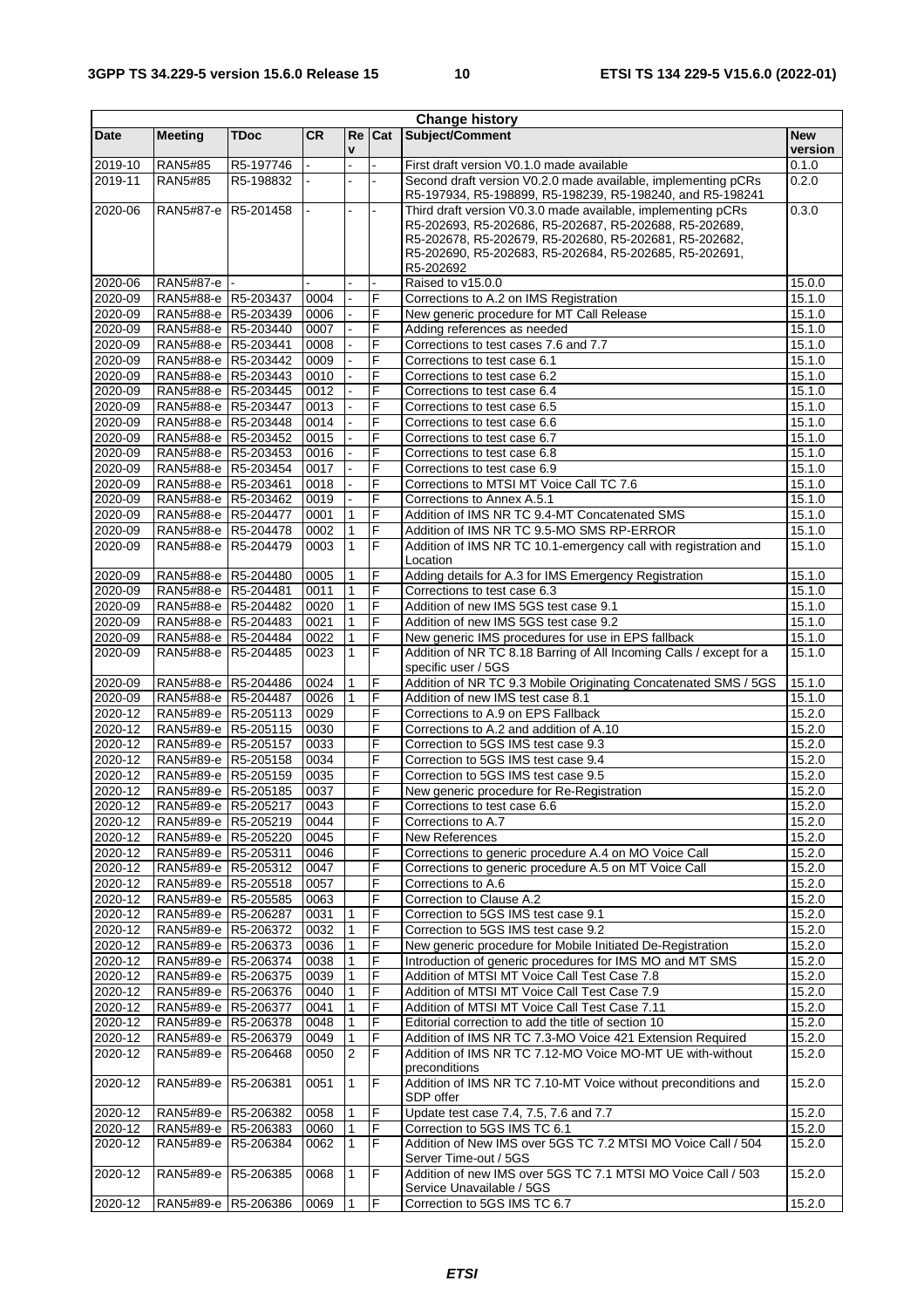| Change history | | | | | | | |
|---|---|---|---|---|---|---|---|
| **Date** | **Meeting** | **TDoc** | **CR** | **Rev** | **Cat** | **Subject/Comment** | **New version** |
| 2019-10 | RAN5#85 | R5-197746 | - | - | - | First draft version V0.1.0 made available | 0.1.0 |
| 2019-11 | RAN5#85 | R5-198832 | - | - | - | Second draft version V0.2.0 made available, implementing pCRs R5-197934, R5-198899, R5-198239, R5-198240, and R5-198241 | 0.2.0 |
| 2020-06 | RAN5#87-e | R5-201458 | - | - | - | Third draft version V0.3.0 made available, implementing pCRs R5-202693, R5-202686, R5-202687, R5-202688, R5-202689, R5-202678, R5-202679, R5-202680, R5-202681, R5-202682, R5-202690, R5-202683, R5-202684, R5-202685, R5-202691, R5-202692 | 0.3.0 |
| 2020-06 | RAN5#87-e | - | - | - | - | Raised to v15.0.0 | 15.0.0 |
| 2020-09 | RAN5#88-e | R5-203437 | 0004 | - | F | Corrections to A.2 on IMS Registration | 15.1.0 |
| 2020-09 | RAN5#88-e | R5-203439 | 0006 | - | F | New generic procedure for MT Call Release | 15.1.0 |
| 2020-09 | RAN5#88-e | R5-203440 | 0007 | - | F | Adding references as needed | 15.1.0 |
| 2020-09 | RAN5#88-e | R5-203441 | 0008 | - | F | Corrections to test cases 7.6 and 7.7 | 15.1.0 |
| 2020-09 | RAN5#88-e | R5-203442 | 0009 | - | F | Corrections to test case 6.1 | 15.1.0 |
| 2020-09 | RAN5#88-e | R5-203443 | 0010 | - | F | Corrections to test case 6.2 | 15.1.0 |
| 2020-09 | RAN5#88-e | R5-203445 | 0012 | - | F | Corrections to test case 6.4 | 15.1.0 |
| 2020-09 | RAN5#88-e | R5-203447 | 0013 | - | F | Corrections to test case 6.5 | 15.1.0 |
| 2020-09 | RAN5#88-e | R5-203448 | 0014 | - | F | Corrections to test case 6.6 | 15.1.0 |
| 2020-09 | RAN5#88-e | R5-203452 | 0015 | - | F | Corrections to test case 6.7 | 15.1.0 |
| 2020-09 | RAN5#88-e | R5-203453 | 0016 | - | F | Corrections to test case 6.8 | 15.1.0 |
| 2020-09 | RAN5#88-e | R5-203454 | 0017 | - | F | Corrections to test case 6.9 | 15.1.0 |
| 2020-09 | RAN5#88-e | R5-203461 | 0018 | - | F | Corrections to MTSI MT Voice Call TC 7.6 | 15.1.0 |
| 2020-09 | RAN5#88-e | R5-203462 | 0019 | - | F | Corrections to Annex A.5.1 | 15.1.0 |
| 2020-09 | RAN5#88-e | R5-204477 | 0001 | 1 | F | Addition of IMS NR TC 9.4-MT Concatenated SMS | 15.1.0 |
| 2020-09 | RAN5#88-e | R5-204478 | 0002 | 1 | F | Addition of IMS NR TC 9.5-MO SMS RP-ERROR | 15.1.0 |
| 2020-09 | RAN5#88-e | R5-204479 | 0003 | 1 | F | Addition of IMS NR TC 10.1-emergency call with registration and Location | 15.1.0 |
| 2020-09 | RAN5#88-e | R5-204480 | 0005 | 1 | F | Adding details for A.3 for IMS Emergency Registration | 15.1.0 |
| 2020-09 | RAN5#88-e | R5-204481 | 0011 | 1 | F | Corrections to test case 6.3 | 15.1.0 |
| 2020-09 | RAN5#88-e | R5-204482 | 0020 | 1 | F | Addition of new IMS 5GS test case 9.1 | 15.1.0 |
| 2020-09 | RAN5#88-e | R5-204483 | 0021 | 1 | F | Addition of new IMS 5GS test case 9.2 | 15.1.0 |
| 2020-09 | RAN5#88-e | R5-204484 | 0022 | 1 | F | New generic IMS procedures for use in EPS fallback | 15.1.0 |
| 2020-09 | RAN5#88-e | R5-204485 | 0023 | 1 | F | Addition of NR TC 8.18 Barring of All Incoming Calls / except for a specific user / 5GS | 15.1.0 |
| 2020-09 | RAN5#88-e | R5-204486 | 0024 | 1 | F | Addition of NR TC 9.3 Mobile Originating Concatenated SMS / 5GS | 15.1.0 |
| 2020-09 | RAN5#88-e | R5-204487 | 0026 | 1 | F | Addition of new IMS test case 8.1 | 15.1.0 |
| 2020-12 | RAN5#89-e | R5-205113 | 0029 | | F | Corrections to A.9 on EPS Fallback | 15.2.0 |
| 2020-12 | RAN5#89-e | R5-205115 | 0030 | | F | Corrections to A.2 and addition of A.10 | 15.2.0 |
| 2020-12 | RAN5#89-e | R5-205157 | 0033 | | F | Correction to 5GS IMS test case 9.3 | 15.2.0 |
| 2020-12 | RAN5#89-e | R5-205158 | 0034 | | F | Correction to 5GS IMS test case 9.4 | 15.2.0 |
| 2020-12 | RAN5#89-e | R5-205159 | 0035 | | F | Correction to 5GS IMS test case 9.5 | 15.2.0 |
| 2020-12 | RAN5#89-e | R5-205185 | 0037 | | F | New generic procedure for Re-Registration | 15.2.0 |
| 2020-12 | RAN5#89-e | R5-205217 | 0043 | | F | Corrections to test case 6.6 | 15.2.0 |
| 2020-12 | RAN5#89-e | R5-205219 | 0044 | | F | Corrections to A.7 | 15.2.0 |
| 2020-12 | RAN5#89-e | R5-205220 | 0045 | | F | New References | 15.2.0 |
| 2020-12 | RAN5#89-e | R5-205311 | 0046 | | F | Corrections to generic procedure A.4 on MO Voice Call | 15.2.0 |
| 2020-12 | RAN5#89-e | R5-205312 | 0047 | | F | Corrections to generic procedure A.5 on MT Voice Call | 15.2.0 |
| 2020-12 | RAN5#89-e | R5-205518 | 0057 | | F | Corrections to A.6 | 15.2.0 |
| 2020-12 | RAN5#89-e | R5-205585 | 0063 | | F | Correction to Clause A.2 | 15.2.0 |
| 2020-12 | RAN5#89-e | R5-206287 | 0031 | 1 | F | Correction to 5GS IMS test case 9.1 | 15.2.0 |
| 2020-12 | RAN5#89-e | R5-206372 | 0032 | 1 | F | Correction to 5GS IMS test case 9.2 | 15.2.0 |
| 2020-12 | RAN5#89-e | R5-206373 | 0036 | 1 | F | New generic procedure for Mobile Initiated De-Registration | 15.2.0 |
| 2020-12 | RAN5#89-e | R5-206374 | 0038 | 1 | F | Introduction of generic procedures for IMS MO and MT SMS | 15.2.0 |
| 2020-12 | RAN5#89-e | R5-206375 | 0039 | 1 | F | Addition of MTSI MT Voice Call Test Case 7.8 | 15.2.0 |
| 2020-12 | RAN5#89-e | R5-206376 | 0040 | 1 | F | Addition of MTSI MT Voice Call Test Case 7.9 | 15.2.0 |
| 2020-12 | RAN5#89-e | R5-206377 | 0041 | 1 | F | Addition of MTSI MT Voice Call Test Case 7.11 | 15.2.0 |
| 2020-12 | RAN5#89-e | R5-206378 | 0048 | 1 | F | Editorial correction to add the title of section 10 | 15.2.0 |
| 2020-12 | RAN5#89-e | R5-206379 | 0049 | 1 | F | Addition of IMS NR TC 7.3-MO Voice 421 Extension Required | 15.2.0 |
| 2020-12 | RAN5#89-e | R5-206468 | 0050 | 2 | F | Addition of IMS NR TC 7.12-MO Voice MO-MT UE with-without preconditions | 15.2.0 |
| 2020-12 | RAN5#89-e | R5-206381 | 0051 | 1 | F | Addition of IMS NR TC 7.10-MT Voice without preconditions and SDP offer | 15.2.0 |
| 2020-12 | RAN5#89-e | R5-206382 | 0058 | 1 | F | Update test case 7.4, 7.5, 7.6 and 7.7 | 15.2.0 |
| 2020-12 | RAN5#89-e | R5-206383 | 0060 | 1 | F | Correction to 5GS IMS TC 6.1 | 15.2.0 |
| 2020-12 | RAN5#89-e | R5-206384 | 0062 | 1 | F | Addition of New IMS over 5GS TC 7.2 MTSI MO Voice Call / 504 Server Time-out / 5GS | 15.2.0 |
| 2020-12 | RAN5#89-e | R5-206385 | 0068 | 1 | F | Addition of new IMS over 5GS TC 7.1 MTSI MO Voice Call / 503 Service Unavailable / 5GS | 15.2.0 |
| 2020-12 | RAN5#89-e | R5-206386 | 0069 | 1 | F | Correction to 5GS IMS TC 6.7 | 15.2.0 |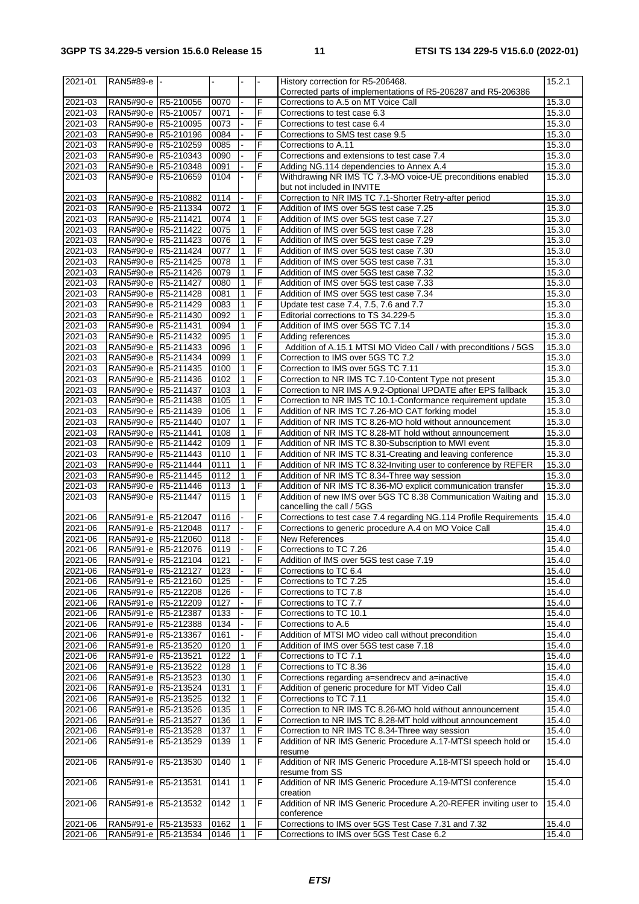| 2021-01 | RAN5#89-e | - | - | - | - | History correction for R5-206468.<br>Corrected parts of implementations of R5-206287 and R5-206386 | 15.2.1 |
|---|---|---|---|---|---|---|---|
| 2021-03 | RAN5#90-e | R5-210056 | 0070 | - | F | Corrections to A.5 on MT Voice Call | 15.3.0 |
| 2021-03 | RAN5#90-e | R5-210057 | 0071 | - | F | Corrections to test case 6.3 | 15.3.0 |
| 2021-03 | RAN5#90-e | R5-210095 | 0073 | - | F | Corrections to test case 6.4 | 15.3.0 |
| 2021-03 | RAN5#90-e | R5-210196 | 0084 | - | F | Corrections to SMS test case 9.5 | 15.3.0 |
| 2021-03 | RAN5#90-e | R5-210259 | 0085 | - | F | Corrections to A.11 | 15.3.0 |
| 2021-03 | RAN5#90-e | R5-210343 | 0090 | - | F | Corrections and extensions to test case 7.4 | 15.3.0 |
| 2021-03 | RAN5#90-e | R5-210348 | 0091 | - | F | Adding NG.114 dependencies to Annex A.4 | 15.3.0 |
| 2021-03 | RAN5#90-e | R5-210659 | 0104 | - | F | Withdrawing NR IMS TC 7.3-MO voice-UE preconditions enabled but not included in INVITE | 15.3.0 |
| 2021-03 | RAN5#90-e | R5-210882 | 0114 | - | F | Correction to NR IMS TC 7.1-Shorter Retry-after period | 15.3.0 |
| 2021-03 | RAN5#90-e | R5-211334 | 0072 | 1 | F | Addition of IMS over 5GS test case 7.25 | 15.3.0 |
| 2021-03 | RAN5#90-e | R5-211421 | 0074 | 1 | F | Addition of IMS over 5GS test case 7.27 | 15.3.0 |
| 2021-03 | RAN5#90-e | R5-211422 | 0075 | 1 | F | Addition of IMS over 5GS test case 7.28 | 15.3.0 |
| 2021-03 | RAN5#90-e | R5-211423 | 0076 | 1 | F | Addition of IMS over 5GS test case 7.29 | 15.3.0 |
| 2021-03 | RAN5#90-e | R5-211424 | 0077 | 1 | F | Addition of IMS over 5GS test case 7.30 | 15.3.0 |
| 2021-03 | RAN5#90-e | R5-211425 | 0078 | 1 | F | Addition of IMS over 5GS test case 7.31 | 15.3.0 |
| 2021-03 | RAN5#90-e | R5-211426 | 0079 | 1 | F | Addition of IMS over 5GS test case 7.32 | 15.3.0 |
| 2021-03 | RAN5#90-e | R5-211427 | 0080 | 1 | F | Addition of IMS over 5GS test case 7.33 | 15.3.0 |
| 2021-03 | RAN5#90-e | R5-211428 | 0081 | 1 | F | Addition of IMS over 5GS test case 7.34 | 15.3.0 |
| 2021-03 | RAN5#90-e | R5-211429 | 0083 | 1 | F | Update test case 7.4, 7.5, 7.6 and 7.7 | 15.3.0 |
| 2021-03 | RAN5#90-e | R5-211430 | 0092 | 1 | F | Editorial corrections to TS 34.229-5 | 15.3.0 |
| 2021-03 | RAN5#90-e | R5-211431 | 0094 | 1 | F | Addition of IMS over 5GS TC 7.14 | 15.3.0 |
| 2021-03 | RAN5#90-e | R5-211432 | 0095 | 1 | F | Adding references | 15.3.0 |
| 2021-03 | RAN5#90-e | R5-211433 | 0096 | 1 | F | Addition of A.15.1 MTSI MO Video Call / with preconditions / 5GS | 15.3.0 |
| 2021-03 | RAN5#90-e | R5-211434 | 0099 | 1 | F | Correction to IMS over 5GS TC 7.2 | 15.3.0 |
| 2021-03 | RAN5#90-e | R5-211435 | 0100 | 1 | F | Correction to IMS over 5GS TC 7.11 | 15.3.0 |
| 2021-03 | RAN5#90-e | R5-211436 | 0102 | 1 | F | Correction to NR IMS TC 7.10-Content Type not present | 15.3.0 |
| 2021-03 | RAN5#90-e | R5-211437 | 0103 | 1 | F | Correction to NR IMS A.9.2-Optional UPDATE after EPS fallback | 15.3.0 |
| 2021-03 | RAN5#90-e | R5-211438 | 0105 | 1 | F | Correction to NR IMS TC 10.1-Conformance requirement update | 15.3.0 |
| 2021-03 | RAN5#90-e | R5-211439 | 0106 | 1 | F | Addition of NR IMS TC 7.26-MO CAT forking model | 15.3.0 |
| 2021-03 | RAN5#90-e | R5-211440 | 0107 | 1 | F | Addition of NR IMS TC 8.26-MO hold without announcement | 15.3.0 |
| 2021-03 | RAN5#90-e | R5-211441 | 0108 | 1 | F | Addition of NR IMS TC 8.28-MT hold without announcement | 15.3.0 |
| 2021-03 | RAN5#90-e | R5-211442 | 0109 | 1 | F | Addition of NR IMS TC 8.30-Subscription to MWI event | 15.3.0 |
| 2021-03 | RAN5#90-e | R5-211443 | 0110 | 1 | F | Addition of NR IMS TC 8.31-Creating and leaving conference | 15.3.0 |
| 2021-03 | RAN5#90-e | R5-211444 | 0111 | 1 | F | Addition of NR IMS TC 8.32-Inviting user to conference by REFER | 15.3.0 |
| 2021-03 | RAN5#90-e | R5-211445 | 0112 | 1 | F | Addition of NR IMS TC 8.34-Three way session | 15.3.0 |
| 2021-03 | RAN5#90-e | R5-211446 | 0113 | 1 | F | Addition of NR IMS TC 8.36-MO explicit communication transfer | 15.3.0 |
| 2021-03 | RAN5#90-e | R5-211447 | 0115 | 1 | F | Addition of new IMS over 5GS TC 8.38 Communication Waiting and cancelling the call / 5GS | 15.3.0 |
| 2021-06 | RAN5#91-e | R5-212047 | 0116 | - | F | Corrections to test case 7.4 regarding NG.114 Profile Requirements | 15.4.0 |
| 2021-06 | RAN5#91-e | R5-212048 | 0117 | - | F | Corrections to generic procedure A.4 on MO Voice Call | 15.4.0 |
| 2021-06 | RAN5#91-e | R5-212060 | 0118 | - | F | New References | 15.4.0 |
| 2021-06 | RAN5#91-e | R5-212076 | 0119 | - | F | Corrections to TC 7.26 | 15.4.0 |
| 2021-06 | RAN5#91-e | R5-212104 | 0121 | - | F | Addition of IMS over 5GS test case 7.19 | 15.4.0 |
| 2021-06 | RAN5#91-e | R5-212127 | 0123 | - | F | Corrections to TC 6.4 | 15.4.0 |
| 2021-06 | RAN5#91-e | R5-212160 | 0125 | - | F | Corrections to TC 7.25 | 15.4.0 |
| 2021-06 | RAN5#91-e | R5-212208 | 0126 | - | F | Corrections to TC 7.8 | 15.4.0 |
| 2021-06 | RAN5#91-e | R5-212209 | 0127 | - | F | Corrections to TC 7.7 | 15.4.0 |
| 2021-06 | RAN5#91-e | R5-212387 | 0133 | - | F | Corrections to TC 10.1 | 15.4.0 |
| 2021-06 | RAN5#91-e | R5-212388 | 0134 | - | F | Corrections to A.6 | 15.4.0 |
| 2021-06 | RAN5#91-e | R5-213367 | 0161 | - | F | Addition of MTSI MO video call without precondition | 15.4.0 |
| 2021-06 | RAN5#91-e | R5-213520 | 0120 | 1 | F | Addition of IMS over 5GS test case 7.18 | 15.4.0 |
| 2021-06 | RAN5#91-e | R5-213521 | 0122 | 1 | F | Corrections to TC 7.1 | 15.4.0 |
| 2021-06 | RAN5#91-e | R5-213522 | 0128 | 1 | F | Corrections to TC 8.36 | 15.4.0 |
| 2021-06 | RAN5#91-e | R5-213523 | 0130 | 1 | F | Corrections regarding a=sendrecv and a=inactive | 15.4.0 |
| 2021-06 | RAN5#91-e | R5-213524 | 0131 | 1 | F | Addition of generic procedure for MT Video Call | 15.4.0 |
| 2021-06 | RAN5#91-e | R5-213525 | 0132 | 1 | F | Corrections to TC 7.11 | 15.4.0 |
| 2021-06 | RAN5#91-e | R5-213526 | 0135 | 1 | F | Correction to NR IMS TC 8.26-MO hold without announcement | 15.4.0 |
| 2021-06 | RAN5#91-e | R5-213527 | 0136 | 1 | F | Correction to NR IMS TC 8.28-MT hold without announcement | 15.4.0 |
| 2021-06 | RAN5#91-e | R5-213528 | 0137 | 1 | F | Correction to NR IMS TC 8.34-Three way session | 15.4.0 |
| 2021-06 | RAN5#91-e | R5-213529 | 0139 | 1 | F | Addition of NR IMS Generic Procedure A.17-MTSI speech hold or resume | 15.4.0 |
| 2021-06 | RAN5#91-e | R5-213530 | 0140 | 1 | F | Addition of NR IMS Generic Procedure A.18-MTSI speech hold or resume from SS | 15.4.0 |
| 2021-06 | RAN5#91-e | R5-213531 | 0141 | 1 | F | Addition of NR IMS Generic Procedure A.19-MTSI conference creation | 15.4.0 |
| 2021-06 | RAN5#91-e | R5-213532 | 0142 | 1 | F | Addition of NR IMS Generic Procedure A.20-REFER inviting user to conference | 15.4.0 |
| 2021-06 | RAN5#91-e | R5-213533 | 0162 | 1 | F | Corrections to IMS over 5GS Test Case 7.31 and 7.32 | 15.4.0 |
| 2021-06 | RAN5#91-e | R5-213534 | 0146 | 1 | F | Corrections to IMS over 5GS Test Case 6.2 | 15.4.0 |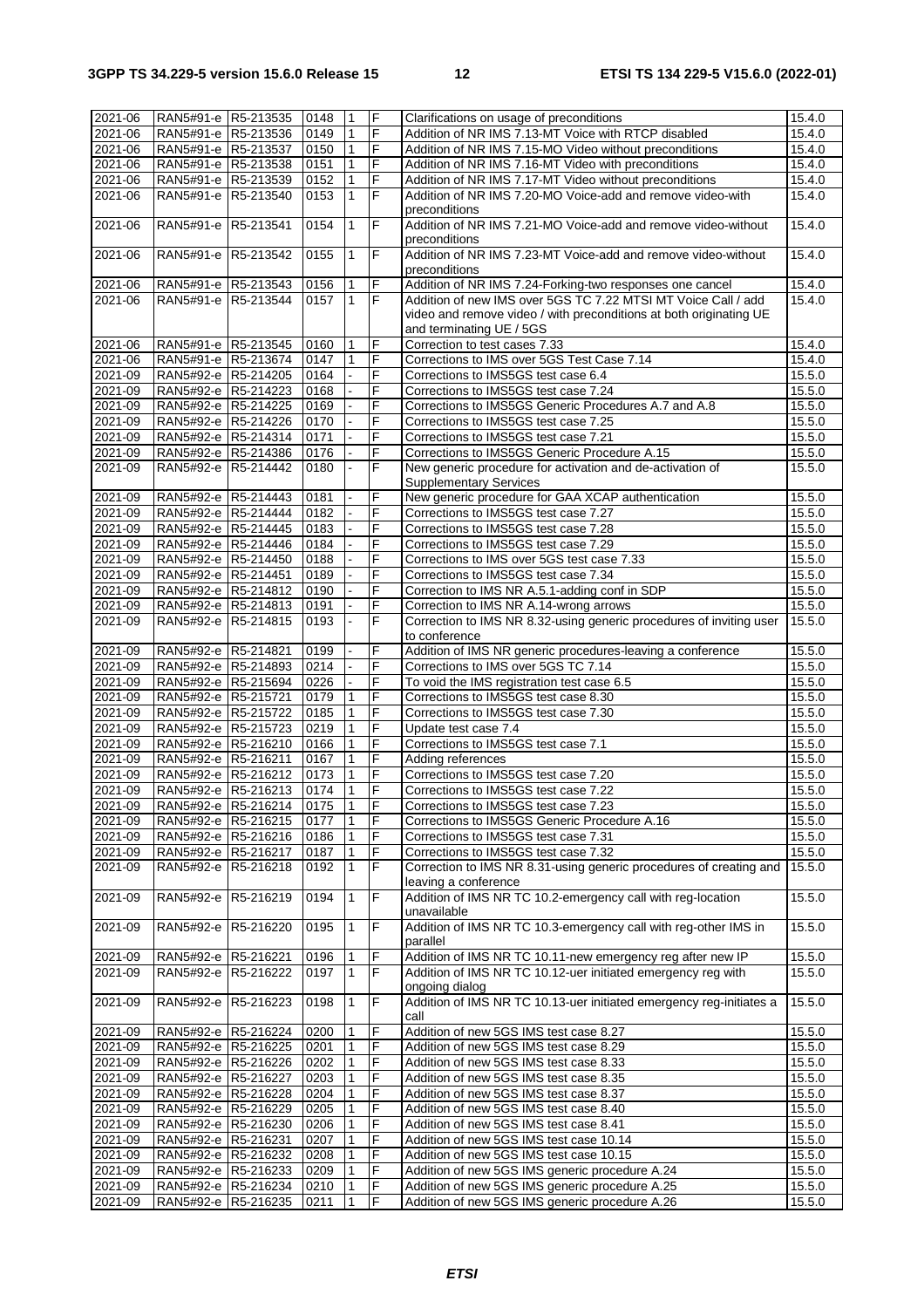| 2021-06 | RAN5#91-e | R5-213535 | 0148 | 1 | F | Clarifications on usage of preconditions | 15.4.0 |
|---|---|---|---|---|---|---|---|
| 2021-06 | RAN5#91-e | R5-213536 | 0149 | 1 | F | Addition of NR IMS 7.13-MT Voice with RTCP disabled | 15.4.0 |
| 2021-06 | RAN5#91-e | R5-213537 | 0150 | 1 | F | Addition of NR IMS 7.15-MO Video without preconditions | 15.4.0 |
| 2021-06 | RAN5#91-e | R5-213538 | 0151 | 1 | F | Addition of NR IMS 7.16-MT Video with preconditions | 15.4.0 |
| 2021-06 | RAN5#91-e | R5-213539 | 0152 | 1 | F | Addition of NR IMS 7.17-MT Video without preconditions | 15.4.0 |
| 2021-06 | RAN5#91-e | R5-213540 | 0153 | 1 | F | Addition of NR IMS 7.20-MO Voice-add and remove video-with preconditions | 15.4.0 |
| 2021-06 | RAN5#91-e | R5-213541 | 0154 | 1 | F | Addition of NR IMS 7.21-MO Voice-add and remove video-without preconditions | 15.4.0 |
| 2021-06 | RAN5#91-e | R5-213542 | 0155 | 1 | F | Addition of NR IMS 7.23-MT Voice-add and remove video-without preconditions | 15.4.0 |
| 2021-06 | RAN5#91-e | R5-213543 | 0156 | 1 | F | Addition of NR IMS 7.24-Forking-two responses one cancel | 15.4.0 |
| 2021-06 | RAN5#91-e | R5-213544 | 0157 | 1 | F | Addition of new IMS over 5GS TC 7.22 MTSI MT Voice Call / add video and remove video / with preconditions at both originating UE and terminating UE / 5GS | 15.4.0 |
| 2021-06 | RAN5#91-e | R5-213545 | 0160 | 1 | F | Correction to test cases 7.33 | 15.4.0 |
| 2021-06 | RAN5#91-e | R5-213674 | 0147 | 1 | F | Corrections to IMS over 5GS Test Case 7.14 | 15.4.0 |
| 2021-09 | RAN5#92-e | R5-214205 | 0164 | - | F | Corrections to IMS5GS test case 6.4 | 15.5.0 |
| 2021-09 | RAN5#92-e | R5-214223 | 0168 | - | F | Corrections to IMS5GS test case 7.24 | 15.5.0 |
| 2021-09 | RAN5#92-e | R5-214225 | 0169 | - | F | Corrections to IMS5GS Generic Procedures A.7 and A.8 | 15.5.0 |
| 2021-09 | RAN5#92-e | R5-214226 | 0170 | - | F | Corrections to IMS5GS test case 7.25 | 15.5.0 |
| 2021-09 | RAN5#92-e | R5-214314 | 0171 | - | F | Corrections to IMS5GS test case 7.21 | 15.5.0 |
| 2021-09 | RAN5#92-e | R5-214386 | 0176 | - | F | Corrections to IMS5GS Generic Procedure A.15 | 15.5.0 |
| 2021-09 | RAN5#92-e | R5-214442 | 0180 | - | F | New generic procedure for activation and de-activation of Supplementary Services | 15.5.0 |
| 2021-09 | RAN5#92-e | R5-214443 | 0181 | - | F | New generic procedure for GAA XCAP authentication | 15.5.0 |
| 2021-09 | RAN5#92-e | R5-214444 | 0182 | - | F | Corrections to IMS5GS test case 7.27 | 15.5.0 |
| 2021-09 | RAN5#92-e | R5-214445 | 0183 | - | F | Corrections to IMS5GS test case 7.28 | 15.5.0 |
| 2021-09 | RAN5#92-e | R5-214446 | 0184 | - | F | Corrections to IMS5GS test case 7.29 | 15.5.0 |
| 2021-09 | RAN5#92-e | R5-214450 | 0188 | - | F | Corrections to IMS over 5GS test case 7.33 | 15.5.0 |
| 2021-09 | RAN5#92-e | R5-214451 | 0189 | - | F | Corrections to IMS5GS test case 7.34 | 15.5.0 |
| 2021-09 | RAN5#92-e | R5-214812 | 0190 | - | F | Correction to IMS NR A.5.1-adding conf in SDP | 15.5.0 |
| 2021-09 | RAN5#92-e | R5-214813 | 0191 | - | F | Correction to IMS NR A.14-wrong arrows | 15.5.0 |
| 2021-09 | RAN5#92-e | R5-214815 | 0193 | - | F | Correction to IMS NR 8.32-using generic procedures of inviting user to conference | 15.5.0 |
| 2021-09 | RAN5#92-e | R5-214821 | 0199 | - | F | Addition of IMS NR generic procedures-leaving a conference | 15.5.0 |
| 2021-09 | RAN5#92-e | R5-214893 | 0214 | - | F | Corrections to IMS over 5GS TC 7.14 | 15.5.0 |
| 2021-09 | RAN5#92-e | R5-215694 | 0226 | - | F | To void the IMS registration test case 6.5 | 15.5.0 |
| 2021-09 | RAN5#92-e | R5-215721 | 0179 | 1 | F | Corrections to IMS5GS test case 8.30 | 15.5.0 |
| 2021-09 | RAN5#92-e | R5-215722 | 0185 | 1 | F | Corrections to IMS5GS test case 7.30 | 15.5.0 |
| 2021-09 | RAN5#92-e | R5-215723 | 0219 | 1 | F | Update test case 7.4 | 15.5.0 |
| 2021-09 | RAN5#92-e | R5-216210 | 0166 | 1 | F | Corrections to IMS5GS test case 7.1 | 15.5.0 |
| 2021-09 | RAN5#92-e | R5-216211 | 0167 | 1 | F | Adding references | 15.5.0 |
| 2021-09 | RAN5#92-e | R5-216212 | 0173 | 1 | F | Corrections to IMS5GS test case 7.20 | 15.5.0 |
| 2021-09 | RAN5#92-e | R5-216213 | 0174 | 1 | F | Corrections to IMS5GS test case 7.22 | 15.5.0 |
| 2021-09 | RAN5#92-e | R5-216214 | 0175 | 1 | F | Corrections to IMS5GS test case 7.23 | 15.5.0 |
| 2021-09 | RAN5#92-e | R5-216215 | 0177 | 1 | F | Corrections to IMS5GS Generic Procedure A.16 | 15.5.0 |
| 2021-09 | RAN5#92-e | R5-216216 | 0186 | 1 | F | Corrections to IMS5GS test case 7.31 | 15.5.0 |
| 2021-09 | RAN5#92-e | R5-216217 | 0187 | 1 | F | Corrections to IMS5GS test case 7.32 | 15.5.0 |
| 2021-09 | RAN5#92-e | R5-216218 | 0192 | 1 | F | Correction to IMS NR 8.31-using generic procedures of creating and leaving a conference | 15.5.0 |
| 2021-09 | RAN5#92-e | R5-216219 | 0194 | 1 | F | Addition of IMS NR TC 10.2-emergency call with reg-location unavailable | 15.5.0 |
| 2021-09 | RAN5#92-e | R5-216220 | 0195 | 1 | F | Addition of IMS NR TC 10.3-emergency call with reg-other IMS in parallel | 15.5.0 |
| 2021-09 | RAN5#92-e | R5-216221 | 0196 | 1 | F | Addition of IMS NR TC 10.11-new emergency reg after new IP | 15.5.0 |
| 2021-09 | RAN5#92-e | R5-216222 | 0197 | 1 | F | Addition of IMS NR TC 10.12-uer initiated emergency reg with ongoing dialog | 15.5.0 |
| 2021-09 | RAN5#92-e | R5-216223 | 0198 | 1 | F | Addition of IMS NR TC 10.13-uer initiated emergency reg-initiates a call | 15.5.0 |
| 2021-09 | RAN5#92-e | R5-216224 | 0200 | 1 | F | Addition of new 5GS IMS test case 8.27 | 15.5.0 |
| 2021-09 | RAN5#92-e | R5-216225 | 0201 | 1 | F | Addition of new 5GS IMS test case 8.29 | 15.5.0 |
| 2021-09 | RAN5#92-e | R5-216226 | 0202 | 1 | F | Addition of new 5GS IMS test case 8.33 | 15.5.0 |
| 2021-09 | RAN5#92-e | R5-216227 | 0203 | 1 | F | Addition of new 5GS IMS test case 8.35 | 15.5.0 |
| 2021-09 | RAN5#92-e | R5-216228 | 0204 | 1 | F | Addition of new 5GS IMS test case 8.37 | 15.5.0 |
| 2021-09 | RAN5#92-e | R5-216229 | 0205 | 1 | F | Addition of new 5GS IMS test case 8.40 | 15.5.0 |
| 2021-09 | RAN5#92-e | R5-216230 | 0206 | 1 | F | Addition of new 5GS IMS test case 8.41 | 15.5.0 |
| 2021-09 | RAN5#92-e | R5-216231 | 0207 | 1 | F | Addition of new 5GS IMS test case 10.14 | 15.5.0 |
| 2021-09 | RAN5#92-e | R5-216232 | 0208 | 1 | F | Addition of new 5GS IMS test case 10.15 | 15.5.0 |
| 2021-09 | RAN5#92-e | R5-216233 | 0209 | 1 | F | Addition of new 5GS IMS generic procedure A.24 | 15.5.0 |
| 2021-09 | RAN5#92-e | R5-216234 | 0210 | 1 | F | Addition of new 5GS IMS generic procedure A.25 | 15.5.0 |
| 2021-09 | RAN5#92-e | R5-216235 | 0211 | 1 | F | Addition of new 5GS IMS generic procedure A.26 | 15.5.0 |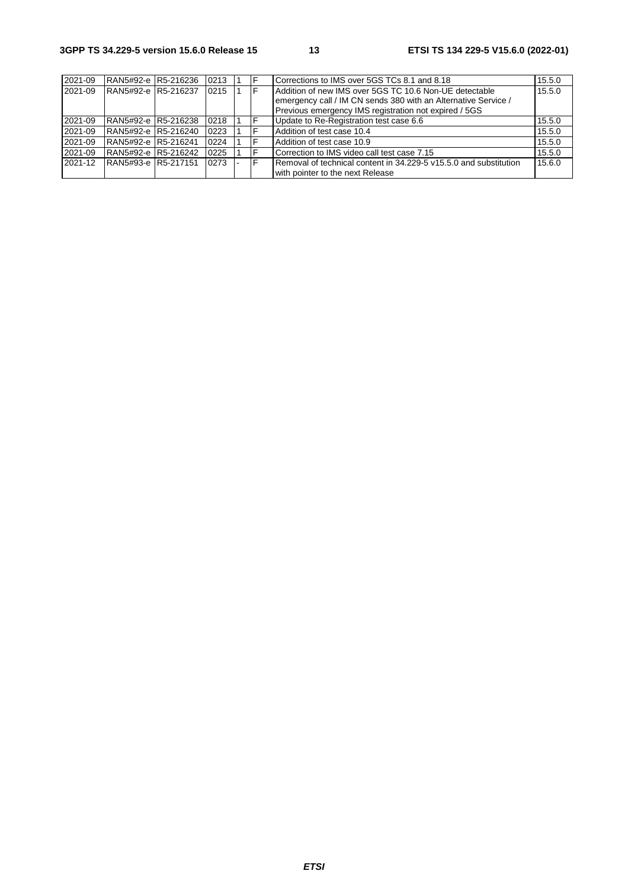| 2021-09 | RAN5#92-e | R5-216236 | 0213 | 1 | F | Corrections to IMS over 5GS TCs 8.1 and 8.18 | 15.5.0 |
|---|---|---|---|---|---|---|---|
| 2021-09 | RAN5#92-e | R5-216237 | 0215 | 1 | F | Addition of new IMS over 5GS TC 10.6 Non-UE detectable emergency call / IM CN sends 380 with an Alternative Service / Previous emergency IMS registration not expired / 5GS | 15.5.0 |
| 2021-09 | RAN5#92-e | R5-216238 | 0218 | 1 | F | Update to Re-Registration test case 6.6 | 15.5.0 |
| 2021-09 | RAN5#92-e | R5-216240 | 0223 | 1 | F | Addition of test case 10.4 | 15.5.0 |
| 2021-09 | RAN5#92-e | R5-216241 | 0224 | 1 | F | Addition of test case 10.9 | 15.5.0 |
| 2021-09 | RAN5#92-e | R5-216242 | 0225 | 1 | F | Correction to IMS video call test case 7.15 | 15.5.0 |
| 2021-12 | RAN5#93-e | R5-217151 | 0273 | - | F | Removal of technical content in 34.229-5 v15.5.0 and substitution with pointer to the next Release | 15.6.0 |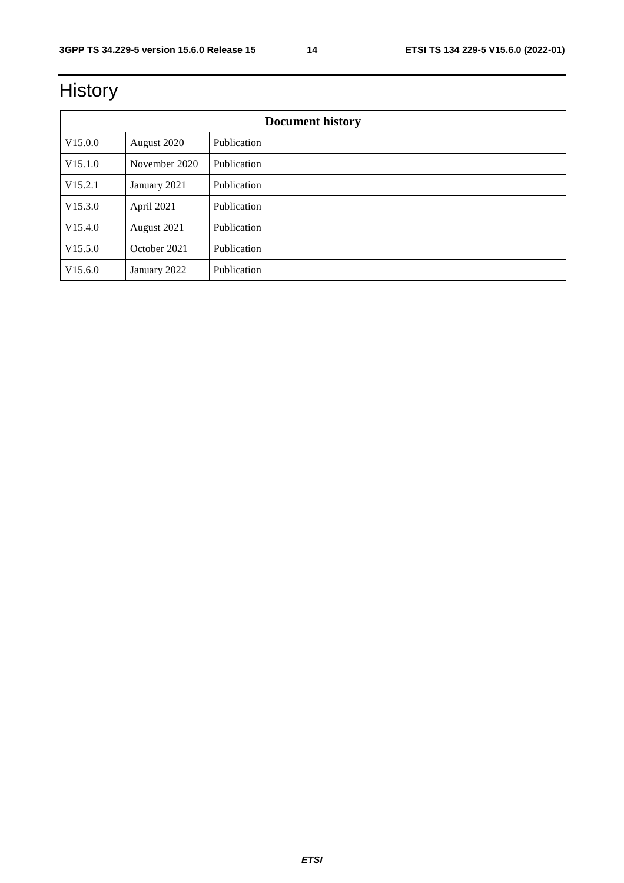# History

| Document history | | |
|---|---|---|
| V15.0.0 | August 2020 | Publication |
| V15.1.0 | November 2020 | Publication |
| V15.2.1 | January 2021 | Publication |
| V15.3.0 | April 2021 | Publication |
| V15.4.0 | August 2021 | Publication |
| V15.5.0 | October 2021 | Publication |
| V15.6.0 | January 2022 | Publication |